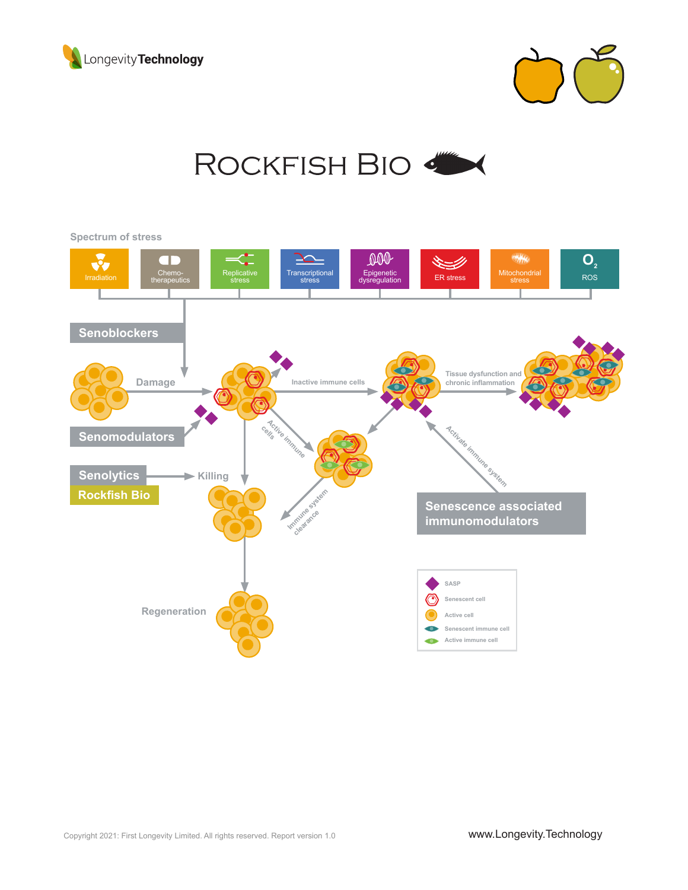# Rockfish Bio

## Spectrum of stress

Irradiation | Chemo-therapeutics | Replicative stress | Transcriptional stress | Epigenetic dysregulation | ER stress | Mitochondrial stress | ROS

**Senoblockers**

Damage

Inactive immune cells

Tissue dysfunction and chronic inflammation

**Senomodulators**

Active immune cells

**Senolytics**

**Rockfish Bio**

Killing

Immune system clearance

Activate immune system

**Senescence associated immunomodulators**

Regeneration

- SASP
- Senescent cell
- Active cell
- Senescent immune cell
- Active immune cell

Copyright 2021: First Longevity Limited. All rights reserved. Report version 1.0

www.Longevity.Technology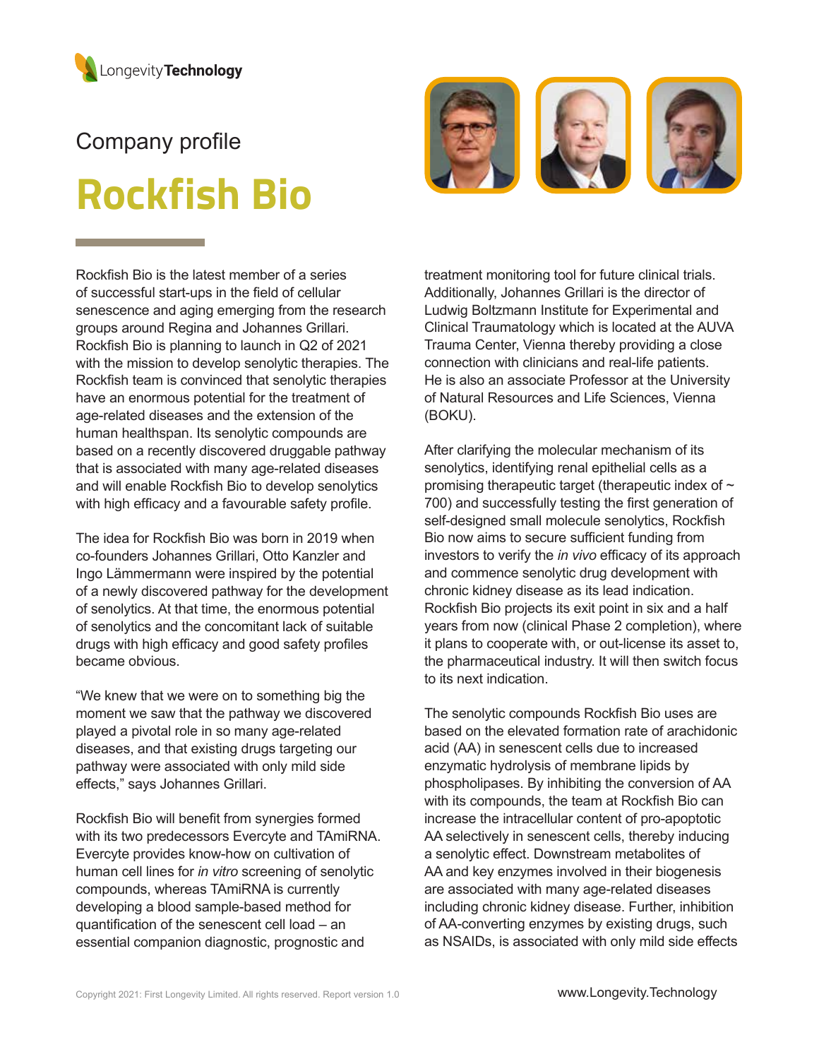Company profile

# Rockfish Bio

Rockfish Bio is the latest member of a series of successful start-ups in the field of cellular senescence and aging emerging from the research groups around Regina and Johannes Grillari. Rockfish Bio is planning to launch in Q2 of 2021 with the mission to develop senolytic therapies. The Rockfish team is convinced that senolytic therapies have an enormous potential for the treatment of age-related diseases and the extension of the human healthspan. Its senolytic compounds are based on a recently discovered druggable pathway that is associated with many age-related diseases and will enable Rockfish Bio to develop senolytics with high efficacy and a favourable safety profile.

The idea for Rockfish Bio was born in 2019 when co-founders Johannes Grillari, Otto Kanzler and Ingo Lämmermann were inspired by the potential of a newly discovered pathway for the development of senolytics. At that time, the enormous potential of senolytics and the concomitant lack of suitable drugs with high efficacy and good safety profiles became obvious.

"We knew that we were on to something big the moment we saw that the pathway we discovered played a pivotal role in so many age-related diseases, and that existing drugs targeting our pathway were associated with only mild side effects," says Johannes Grillari.

Rockfish Bio will benefit from synergies formed with its two predecessors Evercyte and TAmiRNA. Evercyte provides know-how on cultivation of human cell lines for *in vitro* screening of senolytic compounds, whereas TAmiRNA is currently developing a blood sample-based method for quantification of the senescent cell load – an essential companion diagnostic, prognostic and treatment monitoring tool for future clinical trials. Additionally, Johannes Grillari is the director of Ludwig Boltzmann Institute for Experimental and Clinical Traumatology which is located at the AUVA Trauma Center, Vienna thereby providing a close connection with clinicians and real-life patients. He is also an associate Professor at the University of Natural Resources and Life Sciences, Vienna (BOKU).

After clarifying the molecular mechanism of its senolytics, identifying renal epithelial cells as a promising therapeutic target (therapeutic index of ~ 700) and successfully testing the first generation of self-designed small molecule senolytics, Rockfish Bio now aims to secure sufficient funding from investors to verify the *in vivo* efficacy of its approach and commence senolytic drug development with chronic kidney disease as its lead indication. Rockfish Bio projects its exit point in six and a half years from now (clinical Phase 2 completion), where it plans to cooperate with, or out-license its asset to, the pharmaceutical industry. It will then switch focus to its next indication.

The senolytic compounds Rockfish Bio uses are based on the elevated formation rate of arachidonic acid (AA) in senescent cells due to increased enzymatic hydrolysis of membrane lipids by phospholipases. By inhibiting the conversion of AA with its compounds, the team at Rockfish Bio can increase the intracellular content of pro-apoptotic AA selectively in senescent cells, thereby inducing a senolytic effect. Downstream metabolites of AA and key enzymes involved in their biogenesis are associated with many age-related diseases including chronic kidney disease. Further, inhibition of AA-converting enzymes by existing drugs, such as NSAIDs, is associated with only mild side effects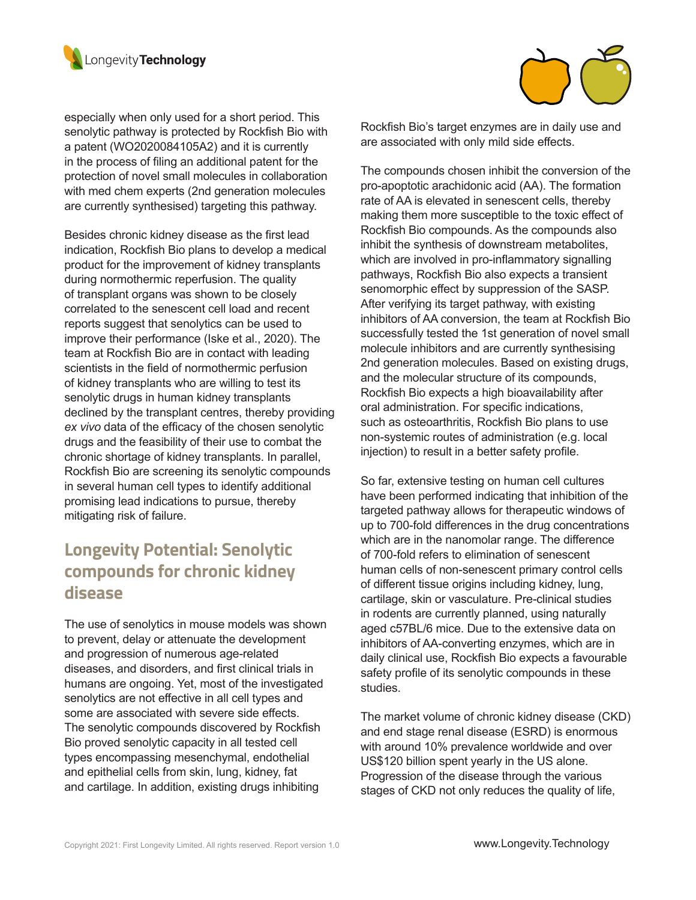especially when only used for a short period. This senolytic pathway is protected by Rockfish Bio with a patent (WO2020084105A2) and it is currently in the process of filing an additional patent for the protection of novel small molecules in collaboration with med chem experts (2nd generation molecules are currently synthesised) targeting this pathway.

Besides chronic kidney disease as the first lead indication, Rockfish Bio plans to develop a medical product for the improvement of kidney transplants during normothermic reperfusion. The quality of transplant organs was shown to be closely correlated to the senescent cell load and recent reports suggest that senolytics can be used to improve their performance (Iske et al., 2020). The team at Rockfish Bio are in contact with leading scientists in the field of normothermic perfusion of kidney transplants who are willing to test its senolytic drugs in human kidney transplants declined by the transplant centres, thereby providing *ex vivo* data of the efficacy of the chosen senolytic drugs and the feasibility of their use to combat the chronic shortage of kidney transplants. In parallel, Rockfish Bio are screening its senolytic compounds in several human cell types to identify additional promising lead indications to pursue, thereby mitigating risk of failure.

## Longevity Potential: Senolytic compounds for chronic kidney disease

The use of senolytics in mouse models was shown to prevent, delay or attenuate the development and progression of numerous age-related diseases, and disorders, and first clinical trials in humans are ongoing. Yet, most of the investigated senolytics are not effective in all cell types and some are associated with severe side effects. The senolytic compounds discovered by Rockfish Bio proved senolytic capacity in all tested cell types encompassing mesenchymal, endothelial and epithelial cells from skin, lung, kidney, fat and cartilage. In addition, existing drugs inhibiting Rockfish Bio's target enzymes are in daily use and are associated with only mild side effects.

The compounds chosen inhibit the conversion of the pro-apoptotic arachidonic acid (AA). The formation rate of AA is elevated in senescent cells, thereby making them more susceptible to the toxic effect of Rockfish Bio compounds. As the compounds also inhibit the synthesis of downstream metabolites, which are involved in pro-inflammatory signalling pathways, Rockfish Bio also expects a transient senomorphic effect by suppression of the SASP. After verifying its target pathway, with existing inhibitors of AA conversion, the team at Rockfish Bio successfully tested the 1st generation of novel small molecule inhibitors and are currently synthesising 2nd generation molecules. Based on existing drugs, and the molecular structure of its compounds, Rockfish Bio expects a high bioavailability after oral administration. For specific indications, such as osteoarthritis, Rockfish Bio plans to use non-systemic routes of administration (e.g. local injection) to result in a better safety profile.

So far, extensive testing on human cell cultures have been performed indicating that inhibition of the targeted pathway allows for therapeutic windows of up to 700-fold differences in the drug concentrations which are in the nanomolar range. The difference of 700-fold refers to elimination of senescent human cells of non-senescent primary control cells of different tissue origins including kidney, lung, cartilage, skin or vasculature. Pre-clinical studies in rodents are currently planned, using naturally aged c57BL/6 mice. Due to the extensive data on inhibitors of AA-converting enzymes, which are in daily clinical use, Rockfish Bio expects a favourable safety profile of its senolytic compounds in these studies.

The market volume of chronic kidney disease (CKD) and end stage renal disease (ESRD) is enormous with around 10% prevalence worldwide and over US$120 billion spent yearly in the US alone. Progression of the disease through the various stages of CKD not only reduces the quality of life,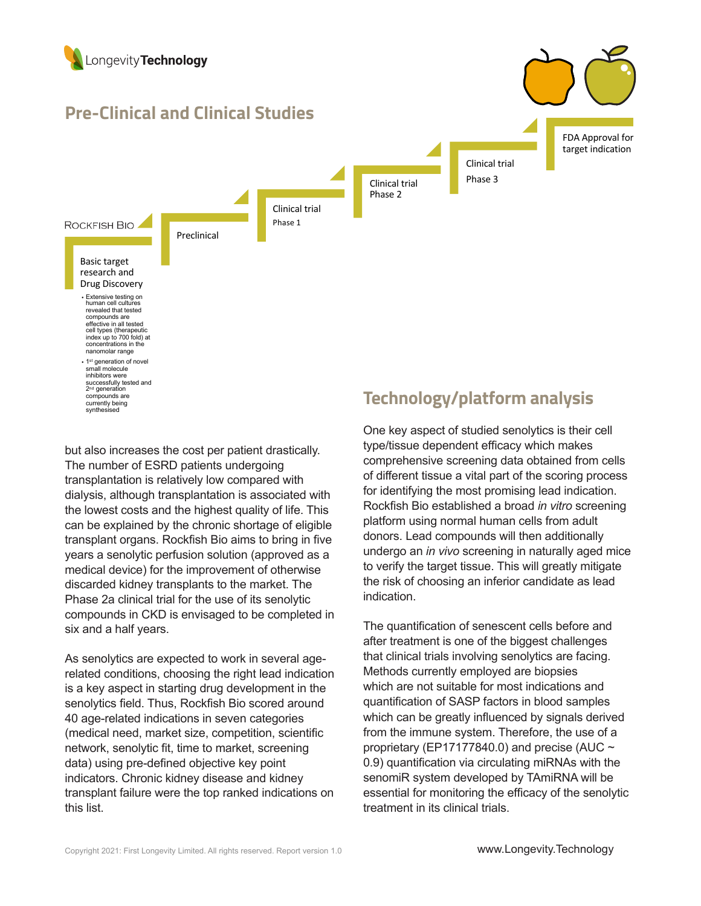## Pre-Clinical and Clinical Studies

ROCKFISH BIO

**Basic target research and Drug Discovery**

- Extensive testing on human cell cultures revealed that tested compounds are effective in all tested cell types (therapeutic index up to 700 fold) at concentrations in the nanomolar range
- 1st generation of novel small molecule inhibitors were successfully tested and 2nd generation compounds are currently being synthesised

**Preclinical**

**Clinical trial Phase 1**

**Clinical trial Phase 2**

**Clinical trial Phase 3**

**FDA Approval for target indication**

but also increases the cost per patient drastically. The number of ESRD patients undergoing transplantation is relatively low compared with dialysis, although transplantation is associated with the lowest costs and the highest quality of life. This can be explained by the chronic shortage of eligible transplant organs. Rockfish Bio aims to bring in five years a senolytic perfusion solution (approved as a medical device) for the improvement of otherwise discarded kidney transplants to the market. The Phase 2a clinical trial for the use of its senolytic compounds in CKD is envisaged to be completed in six and a half years.

As senolytics are expected to work in several age-related conditions, choosing the right lead indication is a key aspect in starting drug development in the senolytics field. Thus, Rockfish Bio scored around 40 age-related indications in seven categories (medical need, market size, competition, scientific network, senolytic fit, time to market, screening data) using pre-defined objective key point indicators. Chronic kidney disease and kidney transplant failure were the top ranked indications on this list.

## Technology/platform analysis

One key aspect of studied senolytics is their cell type/tissue dependent efficacy which makes comprehensive screening data obtained from cells of different tissue a vital part of the scoring process for identifying the most promising lead indication. Rockfish Bio established a broad *in vitro* screening platform using normal human cells from adult donors. Lead compounds will then additionally undergo an *in vivo* screening in naturally aged mice to verify the target tissue. This will greatly mitigate the risk of choosing an inferior candidate as lead indication.

The quantification of senescent cells before and after treatment is one of the biggest challenges that clinical trials involving senolytics are facing. Methods currently employed are biopsies which are not suitable for most indications and quantification of SASP factors in blood samples which can be greatly influenced by signals derived from the immune system. Therefore, the use of a proprietary (EP17177840.0) and precise (AUC ~ 0.9) quantification via circulating miRNAs with the senomiR system developed by TAmiRNA will be essential for monitoring the efficacy of the senolytic treatment in its clinical trials.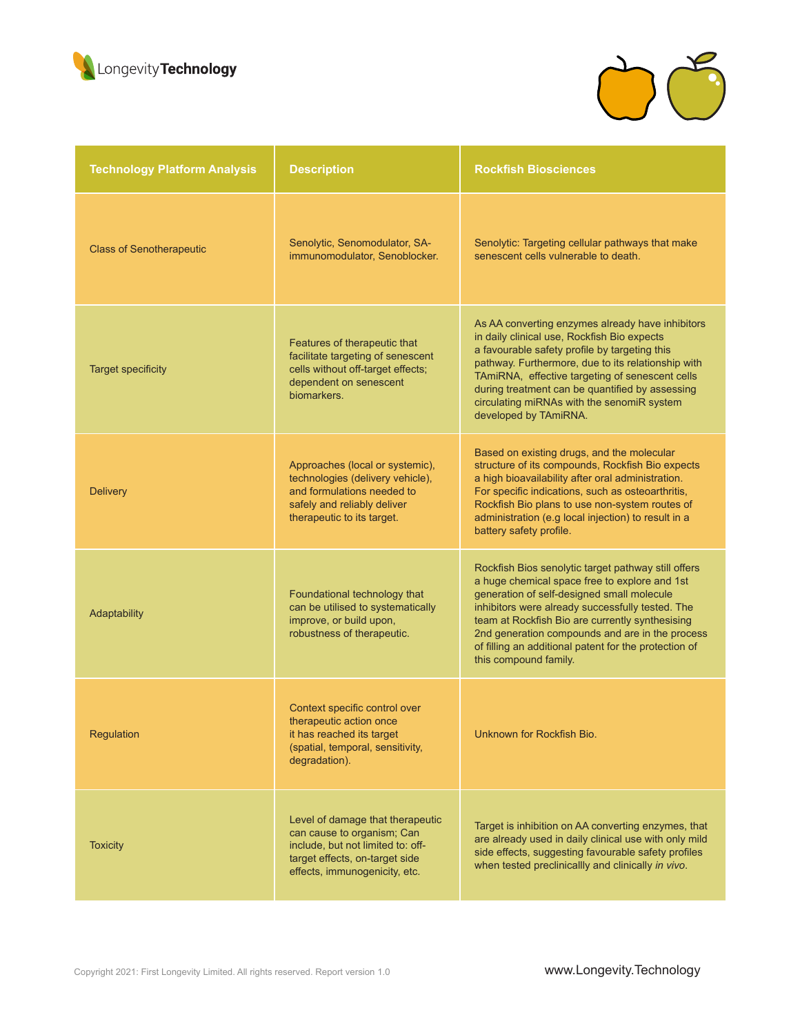| Technology Platform Analysis | Description | Rockfish Biosciences |
|---|---|---|
| Class of Senotherapeutic | Senolytic, Senomodulator, SA-immunomodulator, Senoblocker. | Senolytic: Targeting cellular pathways that make senescent cells vulnerable to death. |
| Target specificity | Features of therapeutic that facilitate targeting of senescent cells without off-target effects; dependent on senescent biomarkers. | As AA converting enzymes already have inhibitors in daily clinical use, Rockfish Bio expects a favourable safety profile by targeting this pathway. Furthermore, due to its relationship with TAmiRNA, effective targeting of senescent cells during treatment can be quantified by assessing circulating miRNAs with the senomiR system developed by TAmiRNA. |
| Delivery | Approaches (local or systemic), technologies (delivery vehicle), and formulations needed to safely and reliably deliver therapeutic to its target. | Based on existing drugs, and the molecular structure of its compounds, Rockfish Bio expects a high bioavailability after oral administration. For specific indications, such as osteoarthritis, Rockfish Bio plans to use non-system routes of administration (e.g local injection) to result in a battery safety profile. |
| Adaptability | Foundational technology that can be utilised to systematically improve, or build upon, robustness of therapeutic. | Rockfish Bios senolytic target pathway still offers a huge chemical space free to explore and 1st generation of self-designed small molecule inhibitors were already successfully tested. The team at Rockfish Bio are currently synthesising 2nd generation compounds and are in the process of filling an additional patent for the protection of this compound family. |
| Regulation | Context specific control over therapeutic action once it has reached its target (spatial, temporal, sensitivity, degradation). | Unknown for Rockfish Bio. |
| Toxicity | Level of damage that therapeutic can cause to organism; Can include, but not limited to: off-target effects, on-target side effects, immunogenicity, etc. | Target is inhibition on AA converting enzymes, that are already used in daily clinical use with only mild side effects, suggesting favourable safety profiles when tested preclinicallly and clinically *in vivo*. |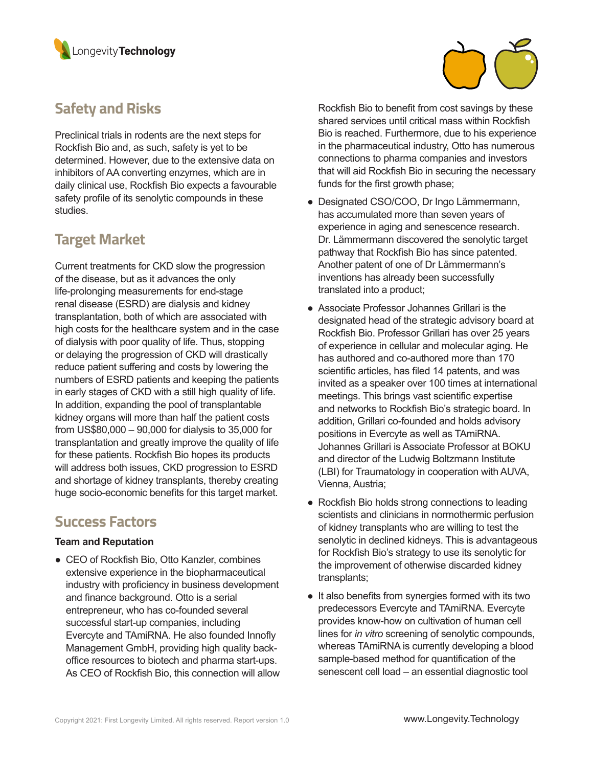## Safety and Risks

Preclinical trials in rodents are the next steps for Rockfish Bio and, as such, safety is yet to be determined. However, due to the extensive data on inhibitors of AA converting enzymes, which are in daily clinical use, Rockfish Bio expects a favourable safety profile of its senolytic compounds in these studies.

## Target Market

Current treatments for CKD slow the progression of the disease, but as it advances the only life-prolonging measurements for end-stage renal disease (ESRD) are dialysis and kidney transplantation, both of which are associated with high costs for the healthcare system and in the case of dialysis with poor quality of life. Thus, stopping or delaying the progression of CKD will drastically reduce patient suffering and costs by lowering the numbers of ESRD patients and keeping the patients in early stages of CKD with a still high quality of life. In addition, expanding the pool of transplantable kidney organs will more than half the patient costs from US$80,000 – 90,000 for dialysis to 35,000 for transplantation and greatly improve the quality of life for these patients. Rockfish Bio hopes its products will address both issues, CKD progression to ESRD and shortage of kidney transplants, thereby creating huge socio-economic benefits for this target market.

## Success Factors

**Team and Reputation**

- CEO of Rockfish Bio, Otto Kanzler, combines extensive experience in the biopharmaceutical industry with proficiency in business development and finance background. Otto is a serial entrepreneur, who has co-founded several successful start-up companies, including Evercyte and TAmiRNA. He also founded Innofly Management GmbH, providing high quality back-office resources to biotech and pharma start-ups. As CEO of Rockfish Bio, this connection will allow Rockfish Bio to benefit from cost savings by these shared services until critical mass within Rockfish Bio is reached. Furthermore, due to his experience in the pharmaceutical industry, Otto has numerous connections to pharma companies and investors that will aid Rockfish Bio in securing the necessary funds for the first growth phase;
- Designated CSO/COO, Dr Ingo Lämmermann, has accumulated more than seven years of experience in aging and senescence research. Dr. Lämmermann discovered the senolytic target pathway that Rockfish Bio has since patented. Another patent of one of Dr Lämmermann's inventions has already been successfully translated into a product;
- Associate Professor Johannes Grillari is the designated head of the strategic advisory board at Rockfish Bio. Professor Grillari has over 25 years of experience in cellular and molecular aging. He has authored and co-authored more than 170 scientific articles, has filed 14 patents, and was invited as a speaker over 100 times at international meetings. This brings vast scientific expertise and networks to Rockfish Bio's strategic board. In addition, Grillari co-founded and holds advisory positions in Evercyte as well as TAmiRNA. Johannes Grillari is Associate Professor at BOKU and director of the Ludwig Boltzmann Institute (LBI) for Traumatology in cooperation with AUVA, Vienna, Austria;
- Rockfish Bio holds strong connections to leading scientists and clinicians in normothermic perfusion of kidney transplants who are willing to test the senolytic in declined kidneys. This is advantageous for Rockfish Bio's strategy to use its senolytic for the improvement of otherwise discarded kidney transplants;
- It also benefits from synergies formed with its two predecessors Evercyte and TAmiRNA. Evercyte provides know-how on cultivation of human cell lines for *in vitro* screening of senolytic compounds, whereas TAmiRNA is currently developing a blood sample-based method for quantification of the senescent cell load – an essential diagnostic tool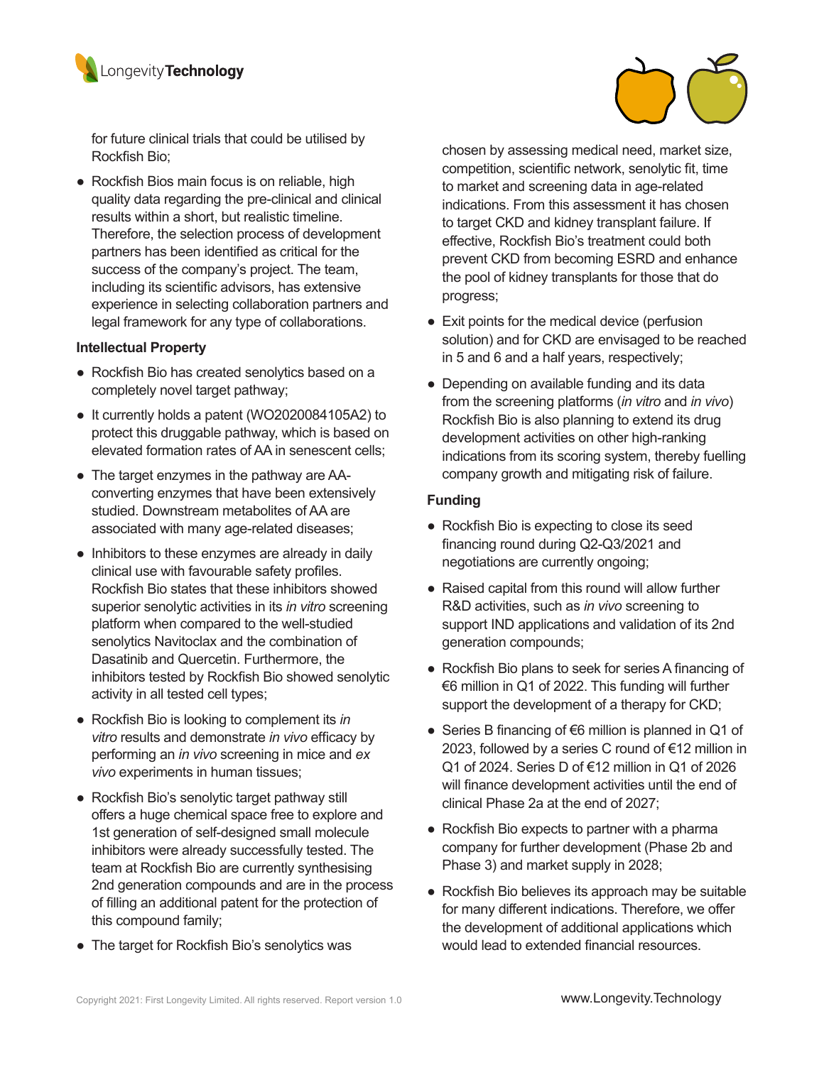for future clinical trials that could be utilised by Rockfish Bio;

- Rockfish Bios main focus is on reliable, high quality data regarding the pre-clinical and clinical results within a short, but realistic timeline. Therefore, the selection process of development partners has been identified as critical for the success of the company's project. The team, including its scientific advisors, has extensive experience in selecting collaboration partners and legal framework for any type of collaborations.

**Intellectual Property**

- Rockfish Bio has created senolytics based on a completely novel target pathway;
- It currently holds a patent (WO2020084105A2) to protect this druggable pathway, which is based on elevated formation rates of AA in senescent cells;
- The target enzymes in the pathway are AA-converting enzymes that have been extensively studied. Downstream metabolites of AA are associated with many age-related diseases;
- Inhibitors to these enzymes are already in daily clinical use with favourable safety profiles. Rockfish Bio states that these inhibitors showed superior senolytic activities in its *in vitro* screening platform when compared to the well-studied senolytics Navitoclax and the combination of Dasatinib and Quercetin. Furthermore, the inhibitors tested by Rockfish Bio showed senolytic activity in all tested cell types;
- Rockfish Bio is looking to complement its *in vitro* results and demonstrate *in vivo* efficacy by performing an *in vivo* screening in mice and *ex vivo* experiments in human tissues;
- Rockfish Bio's senolytic target pathway still offers a huge chemical space free to explore and 1st generation of self-designed small molecule inhibitors were already successfully tested. The team at Rockfish Bio are currently synthesising 2nd generation compounds and are in the process of filling an additional patent for the protection of this compound family;
- The target for Rockfish Bio's senolytics was chosen by assessing medical need, market size, competition, scientific network, senolytic fit, time to market and screening data in age-related indications. From this assessment it has chosen to target CKD and kidney transplant failure. If effective, Rockfish Bio's treatment could both prevent CKD from becoming ESRD and enhance the pool of kidney transplants for those that do progress;
- Exit points for the medical device (perfusion solution) and for CKD are envisaged to be reached in 5 and 6 and a half years, respectively;
- Depending on available funding and its data from the screening platforms (*in vitro* and *in vivo*) Rockfish Bio is also planning to extend its drug development activities on other high-ranking indications from its scoring system, thereby fuelling company growth and mitigating risk of failure.

**Funding**

- Rockfish Bio is expecting to close its seed financing round during Q2-Q3/2021 and negotiations are currently ongoing;
- Raised capital from this round will allow further R&D activities, such as *in vivo* screening to support IND applications and validation of its 2nd generation compounds;
- Rockfish Bio plans to seek for series A financing of €6 million in Q1 of 2022. This funding will further support the development of a therapy for CKD;
- Series B financing of €6 million is planned in Q1 of 2023, followed by a series C round of €12 million in Q1 of 2024. Series D of €12 million in Q1 of 2026 will finance development activities until the end of clinical Phase 2a at the end of 2027;
- Rockfish Bio expects to partner with a pharma company for further development (Phase 2b and Phase 3) and market supply in 2028;
- Rockfish Bio believes its approach may be suitable for many different indications. Therefore, we offer the development of additional applications which would lead to extended financial resources.